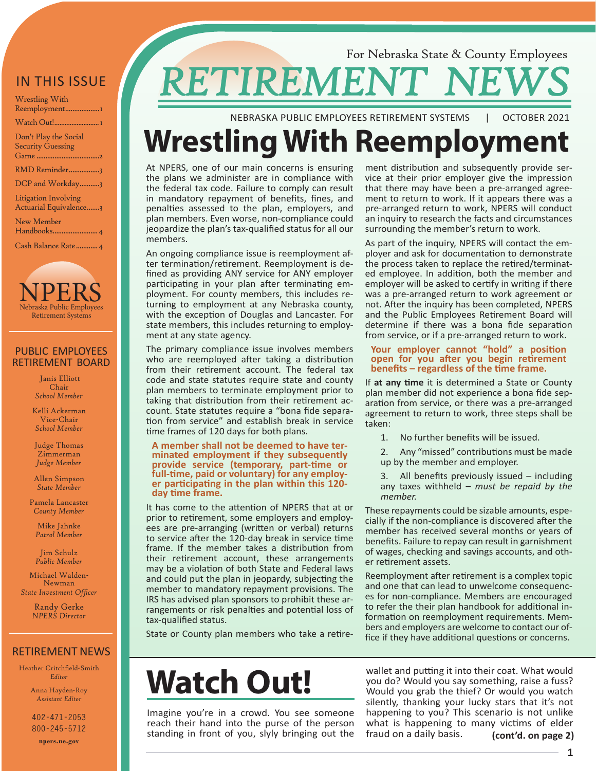For Nebraska State & County Employees

# RETIREMENT NEWS

NEBRASKA PUBLIC EMPLOYEES RETIREMENT SYSTEMS | OCTOBER 2021

## IN THIS ISSUE

- Wrestling With Reemployment.................1
- Watch Out!.........................1
- Don't Play the Social Security Guessing Game....................................2
- RMD Reminder.................3
- DCP and Workday...........3
- Litigation Involving Actuarial Equivalence.......3
- New Member Handbooks.........................4
- Cash Balance Rate...........4

NPERS
Nebraska Public Employees Retirement Systems

## PUBLIC EMPLOYEES RETIREMENT BOARD

Janis Elliott
Chair
*School Member*

Kelli Ackerman
Vice-Chair
*School Member*

Judge Thomas Zimmerman
*Judge Member*

Allen Simpson
*State Member*

Pamela Lancaster
*County Member*

Mike Jahnke
*Patrol Member*

Jim Schulz
*Public Member*

Michael Walden-Newman
*State Investment Officer*

Randy Gerke
*NPERS Director*

## RETIREMENT NEWS

Heather Critchfield-Smith
*Editor*

Anna Hayden-Roy
*Assistant Editor*

402-471-2053
800-245-5712

npers.ne.gov

# Wrestling With Reemployment

At NPERS, one of our main concerns is ensuring the plans we administer are in compliance with the federal tax code. Failure to comply can result in mandatory repayment of benefits, fines, and penalties assessed to the plan, employers, and plan members. Even worse, non-compliance could jeopardize the plan's tax-qualified status for all our members.

An ongoing compliance issue is reemployment after termination/retirement. Reemployment is defined as providing ANY service for ANY employer participating in your plan after terminating employment. For county members, this includes returning to employment at any Nebraska county, with the exception of Douglas and Lancaster. For state members, this includes returning to employment at any state agency.

The primary compliance issue involves members who are reemployed after taking a distribution from their retirement account. The federal tax code and state statutes require state and county plan members to terminate employment prior to taking that distribution from their retirement account. State statutes require a "bona fide separation from service" and establish break in service time frames of 120 days for both plans.

**A member shall not be deemed to have terminated employment if they subsequently provide service (temporary, part-time or full-time, paid or voluntary) for any employer participating in the plan within this 120-day time frame.**

It has come to the attention of NPERS that at or prior to retirement, some employers and employees are pre-arranging (written or verbal) returns to service after the 120-day break in service time frame. If the member takes a distribution from their retirement account, these arrangements may be a violation of both State and Federal laws and could put the plan in jeopardy, subjecting the member to mandatory repayment provisions. The IRS has advised plan sponsors to prohibit these arrangements or risk penalties and potential loss of tax-qualified status.

State or County plan members who take a retirement distribution and subsequently provide service at their prior employer give the impression that there may have been a pre-arranged agreement to return to work. If it appears there was a pre-arranged return to work, NPERS will conduct an inquiry to research the facts and circumstances surrounding the member's return to work.

As part of the inquiry, NPERS will contact the employer and ask for documentation to demonstrate the process taken to replace the retired/terminated employee. In addition, both the member and employer will be asked to certify in writing if there was a pre-arranged return to work agreement or not. After the inquiry has been completed, NPERS and the Public Employees Retirement Board will determine if there was a bona fide separation from service, or if a pre-arranged return to work.

**Your employer cannot "hold" a position open for you after you begin retirement benefits – regardless of the time frame.**

If **at any time** it is determined a State or County plan member did not experience a bona fide separation from service, or there was a pre-arranged agreement to return to work, three steps shall be taken:

1. No further benefits will be issued.
2. Any "missed" contributions must be made up by the member and employer.
3. All benefits previously issued – including any taxes withheld – *must be repaid by the member.*

These repayments could be sizable amounts, especially if the non-compliance is discovered after the member has received several months or years of benefits. Failure to repay can result in garnishment of wages, checking and savings accounts, and other retirement assets.

Reemployment after retirement is a complex topic and one that can lead to unwelcome consequences for non-compliance. Members are encouraged to refer the their plan handbook for additional information on reemployment requirements. Members and employers are welcome to contact our office if they have additional questions or concerns.

# Watch Out!

Imagine you're in a crowd. You see someone reach their hand into the purse of the person standing in front of you, slyly bringing out the wallet and putting it into their coat. What would you do? Would you say something, raise a fuss? Would you grab the thief? Or would you watch silently, thanking your lucky stars that it's not happening to you? This scenario is not unlike what is happening to many victims of elder fraud on a daily basis. **(cont'd. on page 2)**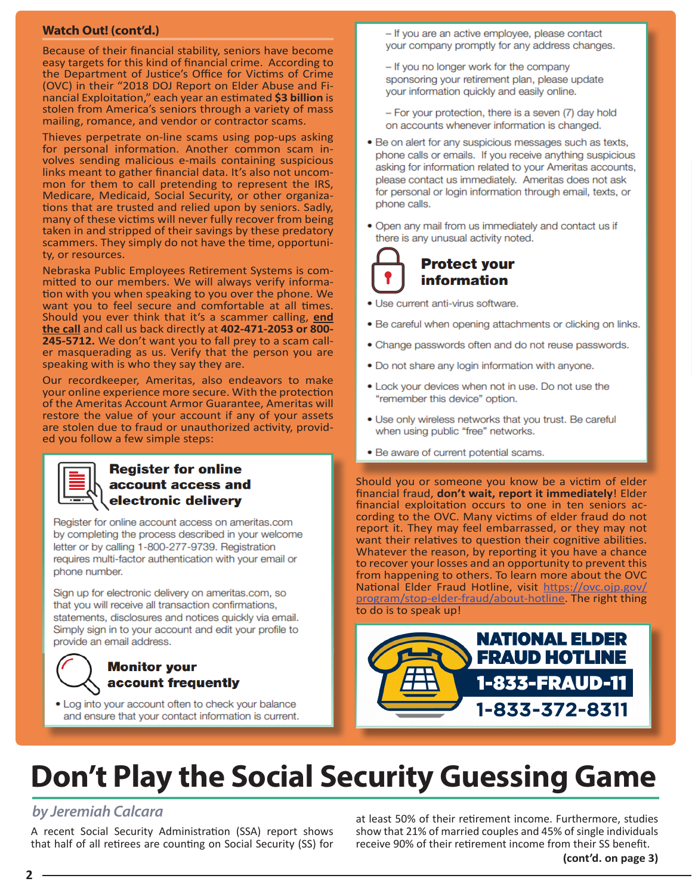## Watch Out! (cont'd.)

Because of their financial stability, seniors have become easy targets for this kind of financial crime. According to the Department of Justice's Office for Victims of Crime (OVC) in their "2018 DOJ Report on Elder Abuse and Financial Exploitation," each year an estimated **$3 billion** is stolen from America's seniors through a variety of mass mailing, romance, and vendor or contractor scams.

Thieves perpetrate on-line scams using pop-ups asking for personal information. Another common scam involves sending malicious e-mails containing suspicious links meant to gather financial data. It's also not uncommon for them to call pretending to represent the IRS, Medicare, Medicaid, Social Security, or other organizations that are trusted and relied upon by seniors. Sadly, many of these victims will never fully recover from being taken in and stripped of their savings by these predatory scammers. They simply do not have the time, opportunity, or resources.

Nebraska Public Employees Retirement Systems is committed to our members. We will always verify information with you when speaking to you over the phone. We want you to feel secure and comfortable at all times. Should you ever think that it's a scammer calling, **end the call** and call us back directly at **402-471-2053 or 800-245-5712.** We don't want you to fall prey to a scam caller masquerading as us. Verify that the person you are speaking with is who they say they are.

Our recordkeeper, Ameritas, also endeavors to make your online experience more secure. With the protection of the Ameritas Account Armor Guarantee, Ameritas will restore the value of your account if any of your assets are stolen due to fraud or unauthorized activity, provided you follow a few simple steps:

### Register for online account access and electronic delivery

Register for online account access on ameritas.com by completing the process described in your welcome letter or by calling 1-800-277-9739. Registration requires multi-factor authentication with your email or phone number.

Sign up for electronic delivery on ameritas.com, so that you will receive all transaction confirmations, statements, disclosures and notices quickly via email. Simply sign in to your account and edit your profile to provide an email address.

### Monitor your account frequently

- Log into your account often to check your balance and ensure that your contact information is current.
  - If you are an active employee, please contact your company promptly for any address changes.
  - If you no longer work for the company sponsoring your retirement plan, please update your information quickly and easily online.
  - For your protection, there is a seven (7) day hold on accounts whenever information is changed.
- Be on alert for any suspicious messages such as texts, phone calls or emails. If you receive anything suspicious asking for information related to your Ameritas accounts, please contact us immediately. Ameritas does not ask for personal or login information through email, texts, or phone calls.
- Open any mail from us immediately and contact us if there is any unusual activity noted.

### Protect your information

- Use current anti-virus software.
- Be careful when opening attachments or clicking on links.
- Change passwords often and do not reuse passwords.
- Do not share any login information with anyone.
- Lock your devices when not in use. Do not use the "remember this device" option.
- Use only wireless networks that you trust. Be careful when using public "free" networks.
- Be aware of current potential scams.

Should you or someone you know be a victim of elder financial fraud, **don't wait, report it immediately**! Elder financial exploitation occurs to one in ten seniors according to the OVC. Many victims of elder fraud do not report it. They may feel embarrassed, or they may not want their relatives to question their cognitive abilities. Whatever the reason, by reporting it you have a chance to recover your losses and an opportunity to prevent this from happening to others. To learn more about the OVC National Elder Fraud Hotline, visit https://ovc.ojp.gov/program/stop-elder-fraud/about-hotline. The right thing to do is to speak up!

**NATIONAL ELDER FRAUD HOTLINE**
**1-833-FRAUD-11**
**1-833-372-8311**

# Don't Play the Social Security Guessing Game

*by Jeremiah Calcara*

A recent Social Security Administration (SSA) report shows that half of all retirees are counting on Social Security (SS) for at least 50% of their retirement income. Furthermore, studies show that 21% of married couples and 45% of single individuals receive 90% of their retirement income from their SS benefit.

**(cont'd. on page 3)**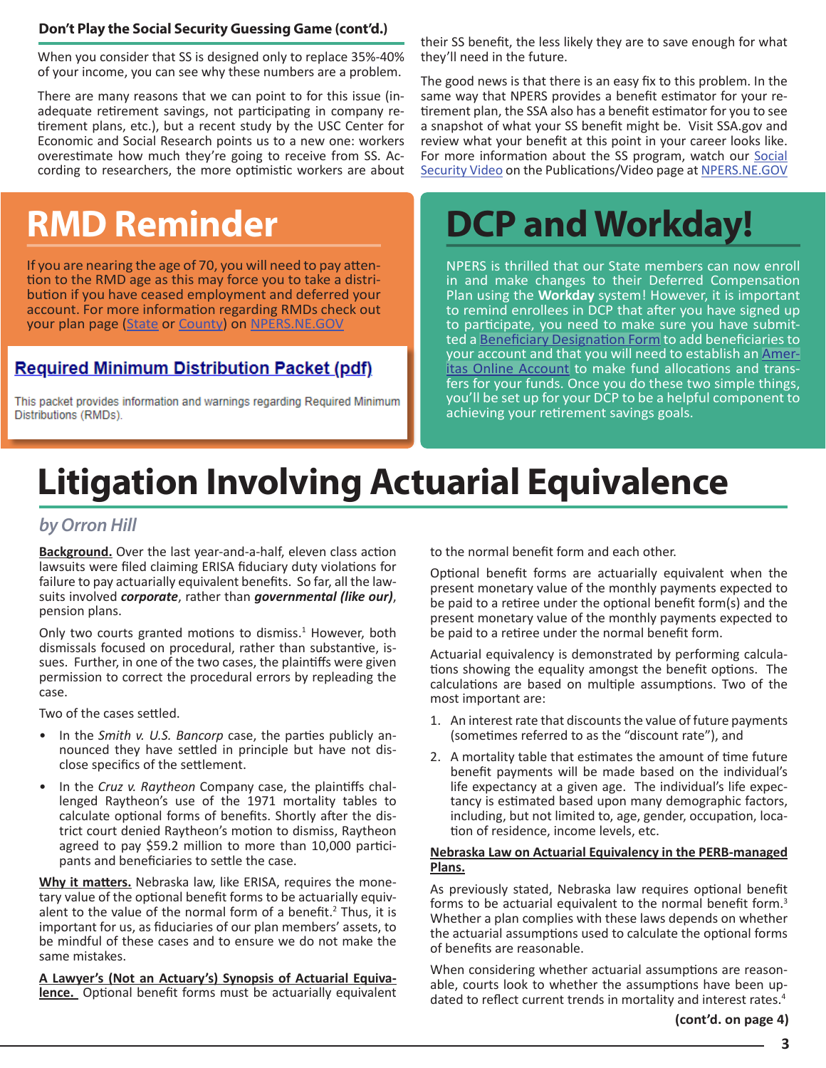**Don't Play the Social Security Guessing Game (cont'd.)**

When you consider that SS is designed only to replace 35%-40% of your income, you can see why these numbers are a problem.

There are many reasons that we can point to for this issue (inadequate retirement savings, not participating in company retirement plans, etc.), but a recent study by the USC Center for Economic and Social Research points us to a new one: workers overestimate how much they're going to receive from SS. According to researchers, the more optimistic workers are about their SS benefit, the less likely they are to save enough for what they'll need in the future.

The good news is that there is an easy fix to this problem. In the same way that NPERS provides a benefit estimator for your retirement plan, the SSA also has a benefit estimator for you to see a snapshot of what your SS benefit might be. Visit SSA.gov and review what your benefit at this point in your career looks like. For more information about the SS program, watch our Social Security Video on the Publications/Video page at NPERS.NE.GOV

# RMD Reminder

If you are nearing the age of 70, you will need to pay attention to the RMD age as this may force you to take a distribution if you have ceased employment and deferred your account. For more information regarding RMDs check out your plan page (State or County) on NPERS.NE.GOV

**Required Minimum Distribution Packet (pdf)**

This packet provides information and warnings regarding Required Minimum Distributions (RMDs).

# DCP and Workday!

NPERS is thrilled that our State members can now enroll in and make changes to their Deferred Compensation Plan using the **Workday** system! However, it is important to remind enrollees in DCP that after you have signed up to participate, you need to make sure you have submitted a Beneficiary Designation Form to add beneficiaries to your account and that you will need to establish an Ameritas Online Account to make fund allocations and transfers for your funds. Once you do these two simple things, you'll be set up for your DCP to be a helpful component to achieving your retirement savings goals.

# Litigation Involving Actuarial Equivalence

*by Orron Hill*

**Background.** Over the last year-and-a-half, eleven class action lawsuits were filed claiming ERISA fiduciary duty violations for failure to pay actuarially equivalent benefits. So far, all the lawsuits involved ***corporate***, rather than ***governmental (like our)***, pension plans.

Only two courts granted motions to dismiss.[1] However, both dismissals focused on procedural, rather than substantive, issues. Further, in one of the two cases, the plaintiffs were given permission to correct the procedural errors by repleading the case.

Two of the cases settled.

- In the *Smith v. U.S. Bancorp* case, the parties publicly announced they have settled in principle but have not disclose specifics of the settlement.
- In the *Cruz v. Raytheon* Company case, the plaintiffs challenged Raytheon's use of the 1971 mortality tables to calculate optional forms of benefits. Shortly after the district court denied Raytheon's motion to dismiss, Raytheon agreed to pay $59.2 million to more than 10,000 participants and beneficiaries to settle the case.

**Why it matters.** Nebraska law, like ERISA, requires the monetary value of the optional benefit forms to be actuarially equivalent to the value of the normal form of a benefit.[2] Thus, it is important for us, as fiduciaries of our plan members' assets, to be mindful of these cases and to ensure we do not make the same mistakes.

**A Lawyer's (Not an Actuary's) Synopsis of Actuarial Equivalence.** Optional benefit forms must be actuarially equivalent to the normal benefit form and each other.

Optional benefit forms are actuarially equivalent when the present monetary value of the monthly payments expected to be paid to a retiree under the optional benefit form(s) and the present monetary value of the monthly payments expected to be paid to a retiree under the normal benefit form.

Actuarial equivalency is demonstrated by performing calculations showing the equality amongst the benefit options. The calculations are based on multiple assumptions. Two of the most important are:

1. An interest rate that discounts the value of future payments (sometimes referred to as the "discount rate"), and
2. A mortality table that estimates the amount of time future benefit payments will be made based on the individual's life expectancy at a given age. The individual's life expectancy is estimated based upon many demographic factors, including, but not limited to, age, gender, occupation, location of residence, income levels, etc.

**Nebraska Law on Actuarial Equivalency in the PERB-managed Plans.**

As previously stated, Nebraska law requires optional benefit forms to be actuarial equivalent to the normal benefit form.[3] Whether a plan complies with these laws depends on whether the actuarial assumptions used to calculate the optional forms of benefits are reasonable.

When considering whether actuarial assumptions are reasonable, courts look to whether the assumptions have been updated to reflect current trends in mortality and interest rates.[4]

**(cont'd. on page 4)**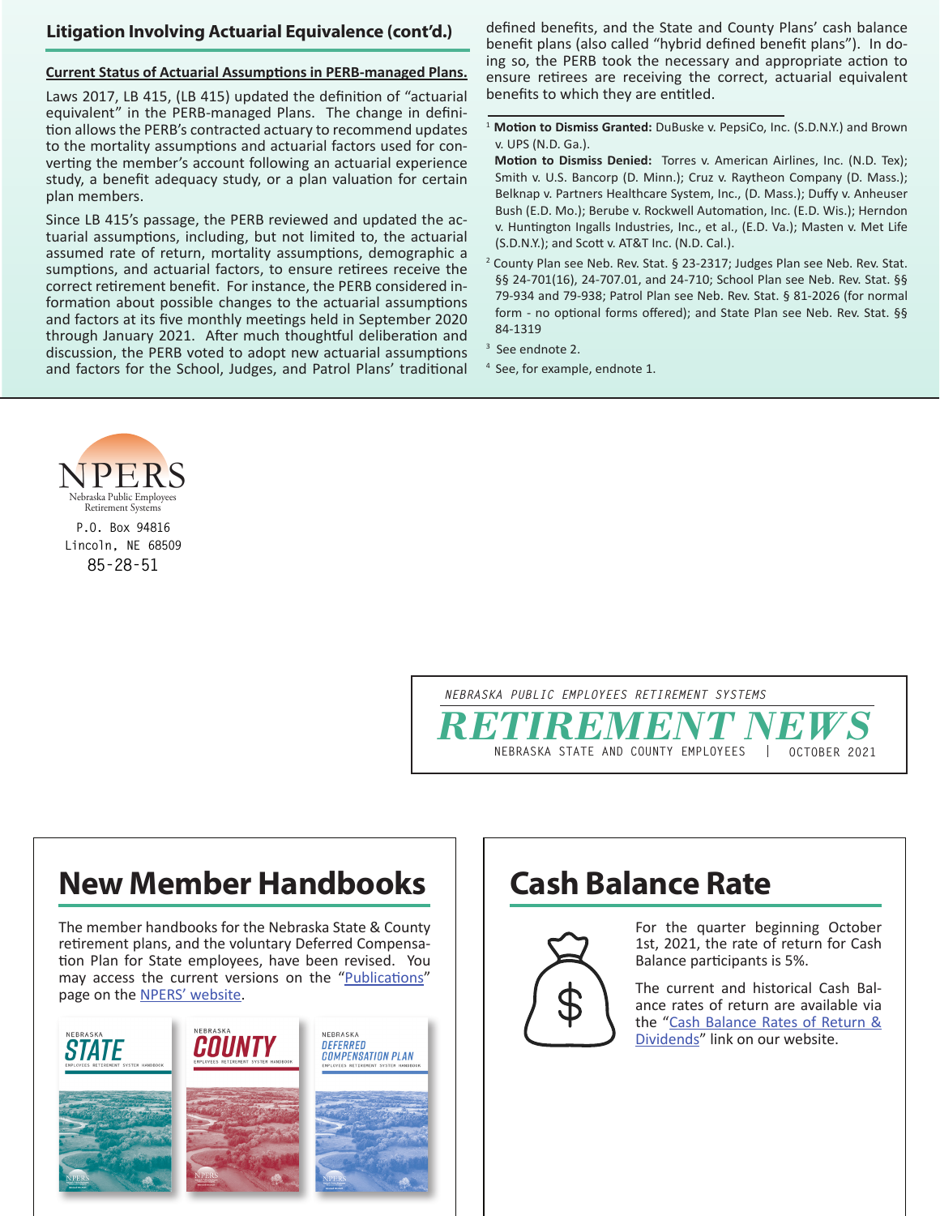## Litigation Involving Actuarial Equivalence (cont'd.)

**Current Status of Actuarial Assumptions in PERB-managed Plans.**

Laws 2017, LB 415, (LB 415) updated the definition of "actuarial equivalent" in the PERB-managed Plans. The change in definition allows the PERB's contracted actuary to recommend updates to the mortality assumptions and actuarial factors used for converting the member's account following an actuarial experience study, a benefit adequacy study, or a plan valuation for certain plan members.

Since LB 415's passage, the PERB reviewed and updated the actuarial assumptions, including, but not limited to, the actuarial assumed rate of return, mortality assumptions, demographic assumptions, and actuarial factors, to ensure retirees receive the correct retirement benefit. For instance, the PERB considered information about possible changes to the actuarial assumptions and factors at its five monthly meetings held in September 2020 through January 2021. After much thoughtful deliberation and discussion, the PERB voted to adopt new actuarial assumptions and factors for the School, Judges, and Patrol Plans' traditional defined benefits, and the State and County Plans' cash balance benefit plans (also called "hybrid defined benefit plans"). In doing so, the PERB took the necessary and appropriate action to ensure retirees are receiving the correct, actuarial equivalent benefits to which they are entitled.

[1] **Motion to Dismiss Granted:** DuBuske v. PepsiCo, Inc. (S.D.N.Y.) and Brown v. UPS (N.D. Ga.).

**Motion to Dismiss Denied:** Torres v. American Airlines, Inc. (N.D. Tex); Smith v. U.S. Bancorp (D. Minn.); Cruz v. Raytheon Company (D. Mass.); Belknap v. Partners Healthcare System, Inc., (D. Mass.); Duffy v. Anheuser Bush (E.D. Mo.); Berube v. Rockwell Automation, Inc. (E.D. Wis.); Herndon v. Huntington Ingalls Industries, Inc., et al., (E.D. Va.); Masten v. Met Life (S.D.N.Y.); and Scott v. AT&T Inc. (N.D. Cal.).

[2] County Plan see Neb. Rev. Stat. § 23-2317; Judges Plan see Neb. Rev. Stat. §§ 24-701(16), 24-707.01, and 24-710; School Plan see Neb. Rev. Stat. §§ 79-934 and 79-938; Patrol Plan see Neb. Rev. Stat. § 81-2026 (for normal form - no optional forms offered); and State Plan see Neb. Rev. Stat. §§ 84-1319

[3] See endnote 2.

[4] See, for example, endnote 1.

NPERS
Nebraska Public Employees Retirement Systems
P.O. Box 94816
Lincoln, NE 68509
85-28-51

NEBRASKA PUBLIC EMPLOYEES RETIREMENT SYSTEMS
# RETIREMENT NEWS
NEBRASKA STATE AND COUNTY EMPLOYEES | OCTOBER 2021

## New Member Handbooks

The member handbooks for the Nebraska State & County retirement plans, and the voluntary Deferred Compensation Plan for State employees, have been revised. You may access the current versions on the "Publications" page on the NPERS' website.

## Cash Balance Rate

For the quarter beginning October 1st, 2021, the rate of return for Cash Balance participants is 5%.

The current and historical Cash Balance rates of return are available via the "Cash Balance Rates of Return & Dividends" link on our website.